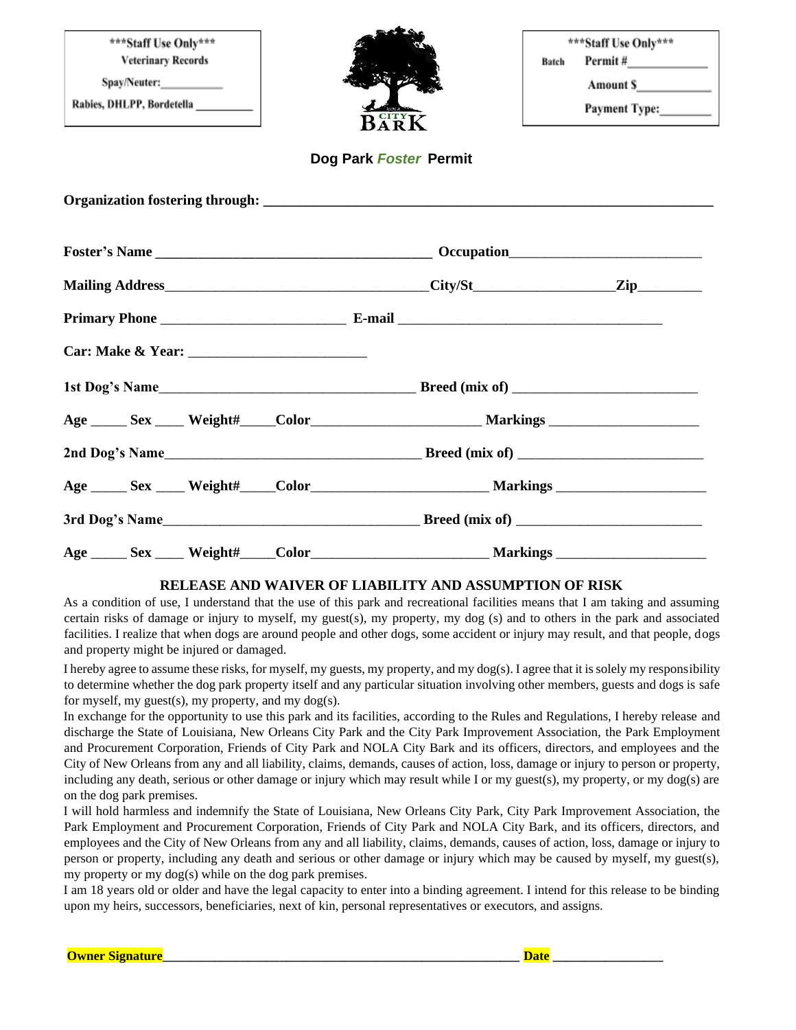***Staff Use Only***
Veterinary Records
Spay/Neuter:___________
Rabies, DHLPP, Bordetella __________

NOLA CITY BARK

***Staff Use Only***
Batch Permit #_____________
Amount $_____________
Payment Type:_________

## Dog Park *Foster* Permit

**Organization fostering through:** ______________________________________________________________

**Foster's Name** _______________________________________ **Occupation**___________________________

**Mailing Address**_____________________________________**City/St**____________________**Zip**_________

**Primary Phone** __________________________ **E-mail** _____________________________________

**Car: Make & Year:** _________________________

**1st Dog's Name**____________________________________ **Breed (mix of)** __________________________

**Age** _____ **Sex** ____ **Weight#**_____**Color**________________________ **Markings** ____________________

**2nd Dog's Name**___________________________________ **Breed (mix of)** __________________________

**Age** _____ **Sex** ____ **Weight#**_____**Color**_________________________ **Markings** ____________________

**3rd Dog's Name**____________________________________ **Breed (mix of)** __________________________

**Age** _____ **Sex** ____ **Weight#**_____**Color**_________________________ **Markings** ____________________

### RELEASE AND WAIVER OF LIABILITY AND ASSUMPTION OF RISK

As a condition of use, I understand that the use of this park and recreational facilities means that I am taking and assuming certain risks of damage or injury to myself, my guest(s), my property, my dog (s) and to others in the park and associated facilities. I realize that when dogs are around people and other dogs, some accident or injury may result, and that people, dogs and property might be injured or damaged.

I hereby agree to assume these risks, for myself, my guests, my property, and my dog(s). I agree that it is solely my responsibility to determine whether the dog park property itself and any particular situation involving other members, guests and dogs is safe for myself, my guest(s), my property, and my dog(s).

In exchange for the opportunity to use this park and its facilities, according to the Rules and Regulations, I hereby release and discharge the State of Louisiana, New Orleans City Park and the City Park Improvement Association, the Park Employment and Procurement Corporation, Friends of City Park and NOLA City Bark and its officers, directors, and employees and the City of New Orleans from any and all liability, claims, demands, causes of action, loss, damage or injury to person or property, including any death, serious or other damage or injury which may result while I or my guest(s), my property, or my dog(s) are on the dog park premises.

I will hold harmless and indemnify the State of Louisiana, New Orleans City Park, City Park Improvement Association, the Park Employment and Procurement Corporation, Friends of City Park and NOLA City Bark, and its officers, directors, and employees and the City of New Orleans from any and all liability, claims, demands, causes of action, loss, damage or injury to person or property, including any death and serious or other damage or injury which may be caused by myself, my guest(s), my property or my dog(s) while on the dog park premises.

I am 18 years old or older and have the legal capacity to enter into a binding agreement. I intend for this release to be binding upon my heirs, successors, beneficiaries, next of kin, personal representatives or executors, and assigns.

**Owner Signature**_____________________________________________________ **Date** ________________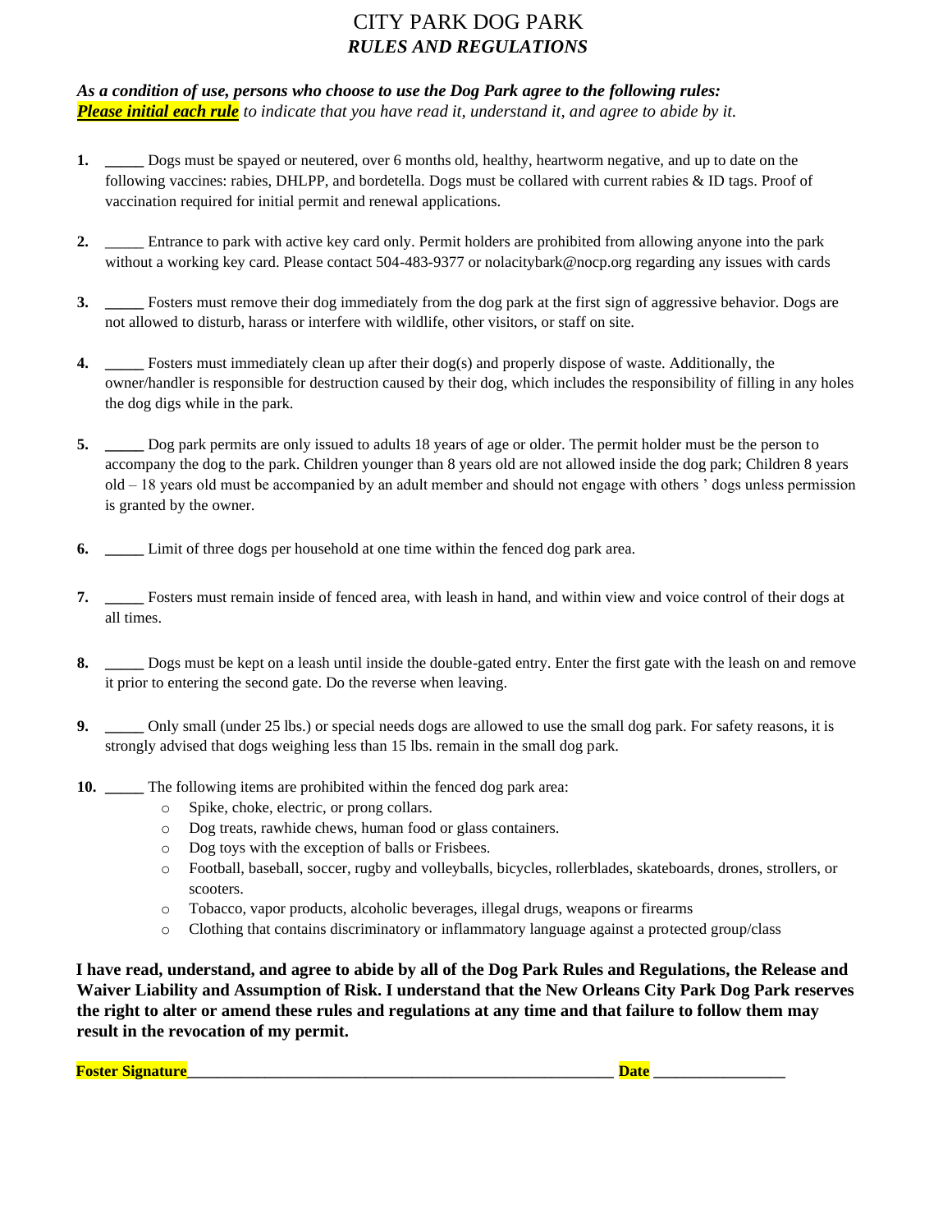# CITY PARK DOG PARK

## *RULES AND REGULATIONS*

***As a condition of use, persons who choose to use the Dog Park agree to the following rules:***
***Please initial each rule*** *to indicate that you have read it, understand it, and agree to abide by it.*

1. **_____** Dogs must be spayed or neutered, over 6 months old, healthy, heartworm negative, and up to date on the following vaccines: rabies, DHLPP, and bordetella. Dogs must be collared with current rabies & ID tags. Proof of vaccination required for initial permit and renewal applications.

2. _____ Entrance to park with active key card only. Permit holders are prohibited from allowing anyone into the park without a working key card. Please contact 504-483-9377 or nolacitybark@nocp.org regarding any issues with cards

3. **_____** Fosters must remove their dog immediately from the dog park at the first sign of aggressive behavior. Dogs are not allowed to disturb, harass or interfere with wildlife, other visitors, or staff on site.

4. **_____** Fosters must immediately clean up after their dog(s) and properly dispose of waste. Additionally, the owner/handler is responsible for destruction caused by their dog, which includes the responsibility of filling in any holes the dog digs while in the park.

5. **_____** Dog park permits are only issued to adults 18 years of age or older. The permit holder must be the person to accompany the dog to the park. Children younger than 8 years old are not allowed inside the dog park; Children 8 years old – 18 years old must be accompanied by an adult member and should not engage with others ' dogs unless permission is granted by the owner.

6. **_____** Limit of three dogs per household at one time within the fenced dog park area.

7. **_____** Fosters must remain inside of fenced area, with leash in hand, and within view and voice control of their dogs at all times.

8. **_____** Dogs must be kept on a leash until inside the double-gated entry. Enter the first gate with the leash on and remove it prior to entering the second gate. Do the reverse when leaving.

9. **_____** Only small (under 25 lbs.) or special needs dogs are allowed to use the small dog park. For safety reasons, it is strongly advised that dogs weighing less than 15 lbs. remain in the small dog park.

10. **_____** The following items are prohibited within the fenced dog park area:
    - Spike, choke, electric, or prong collars.
    - Dog treats, rawhide chews, human food or glass containers.
    - Dog toys with the exception of balls or Frisbees.
    - Football, baseball, soccer, rugby and volleyballs, bicycles, rollerblades, skateboards, drones, strollers, or scooters.
    - Tobacco, vapor products, alcoholic beverages, illegal drugs, weapons or firearms
    - Clothing that contains discriminatory or inflammatory language against a protected group/class

**I have read, understand, and agree to abide by all of the Dog Park Rules and Regulations, the Release and Waiver Liability and Assumption of Risk. I understand that the New Orleans City Park Dog Park reserves the right to alter or amend these rules and regulations at any time and that failure to follow them may result in the revocation of my permit.**

**Foster Signature**_______________________________________________________ **Date** ________________